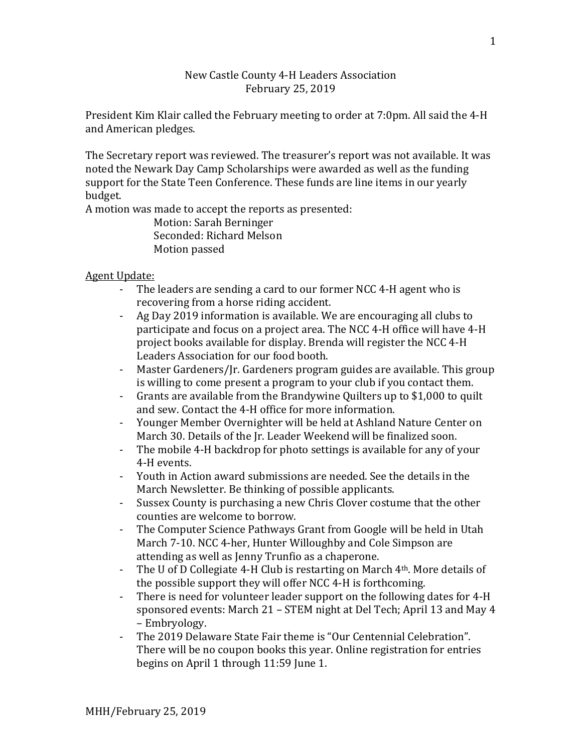New Castle County 4-H Leaders Association
February 25, 2019

President Kim Klair called the February meeting to order at 7:0pm. All said the 4-H and American pledges.

The Secretary report was reviewed. The treasurer's report was not available. It was noted the Newark Day Camp Scholarships were awarded as well as the funding support for the State Teen Conference. These funds are line items in our yearly budget.
A motion was made to accept the reports as presented:

Motion: Sarah Berninger
Seconded: Richard Melson
Motion passed

<u>Agent Update:</u>

- The leaders are sending a card to our former NCC 4-H agent who is recovering from a horse riding accident.
- Ag Day 2019 information is available. We are encouraging all clubs to participate and focus on a project area. The NCC 4-H office will have 4-H project books available for display. Brenda will register the NCC 4-H Leaders Association for our food booth.
- Master Gardeners/Jr. Gardeners program guides are available. This group is willing to come present a program to your club if you contact them.
- Grants are available from the Brandywine Quilters up to $1,000 to quilt and sew. Contact the 4-H office for more information.
- Younger Member Overnighter will be held at Ashland Nature Center on March 30. Details of the Jr. Leader Weekend will be finalized soon.
- The mobile 4-H backdrop for photo settings is available for any of your 4-H events.
- Youth in Action award submissions are needed. See the details in the March Newsletter. Be thinking of possible applicants.
- Sussex County is purchasing a new Chris Clover costume that the other counties are welcome to borrow.
- The Computer Science Pathways Grant from Google will be held in Utah March 7-10. NCC 4-her, Hunter Willoughby and Cole Simpson are attending as well as Jenny Trunfio as a chaperone.
- The U of D Collegiate 4-H Club is restarting on March 4th. More details of the possible support they will offer NCC 4-H is forthcoming.
- There is need for volunteer leader support on the following dates for 4-H sponsored events: March 21 – STEM night at Del Tech; April 13 and May 4 – Embryology.
- The 2019 Delaware State Fair theme is "Our Centennial Celebration". There will be no coupon books this year. Online registration for entries begins on April 1 through 11:59 June 1.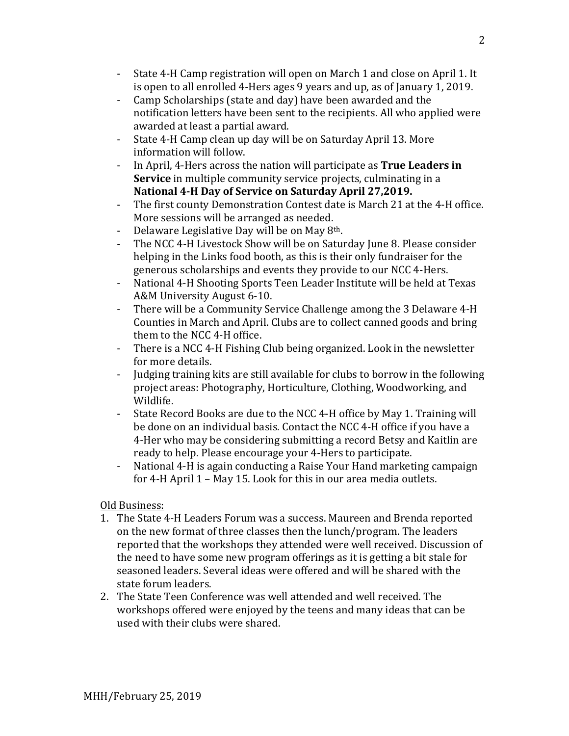- State 4-H Camp registration will open on March 1 and close on April 1. It is open to all enrolled 4-Hers ages 9 years and up, as of January 1, 2019.
- Camp Scholarships (state and day) have been awarded and the notification letters have been sent to the recipients. All who applied were awarded at least a partial award.
- State 4-H Camp clean up day will be on Saturday April 13. More information will follow.
- In April, 4-Hers across the nation will participate as **True Leaders in Service** in multiple community service projects, culminating in a **National 4-H Day of Service on Saturday April 27,2019.**
- The first county Demonstration Contest date is March 21 at the 4-H office. More sessions will be arranged as needed.
- Delaware Legislative Day will be on May 8th.
- The NCC 4-H Livestock Show will be on Saturday June 8. Please consider helping in the Links food booth, as this is their only fundraiser for the generous scholarships and events they provide to our NCC 4-Hers.
- National 4-H Shooting Sports Teen Leader Institute will be held at Texas A&M University August 6-10.
- There will be a Community Service Challenge among the 3 Delaware 4-H Counties in March and April. Clubs are to collect canned goods and bring them to the NCC 4-H office.
- There is a NCC 4-H Fishing Club being organized. Look in the newsletter for more details.
- Judging training kits are still available for clubs to borrow in the following project areas: Photography, Horticulture, Clothing, Woodworking, and Wildlife.
- State Record Books are due to the NCC 4-H office by May 1. Training will be done on an individual basis. Contact the NCC 4-H office if you have a 4-Her who may be considering submitting a record Betsy and Kaitlin are ready to help. Please encourage your 4-Hers to participate.
- National 4-H is again conducting a Raise Your Hand marketing campaign for 4-H April 1 – May 15. Look for this in our area media outlets.

Old Business:

1. The State 4-H Leaders Forum was a success. Maureen and Brenda reported on the new format of three classes then the lunch/program. The leaders reported that the workshops they attended were well received. Discussion of the need to have some new program offerings as it is getting a bit stale for seasoned leaders. Several ideas were offered and will be shared with the state forum leaders.
2. The State Teen Conference was well attended and well received. The workshops offered were enjoyed by the teens and many ideas that can be used with their clubs were shared.

MHH/February 25, 2019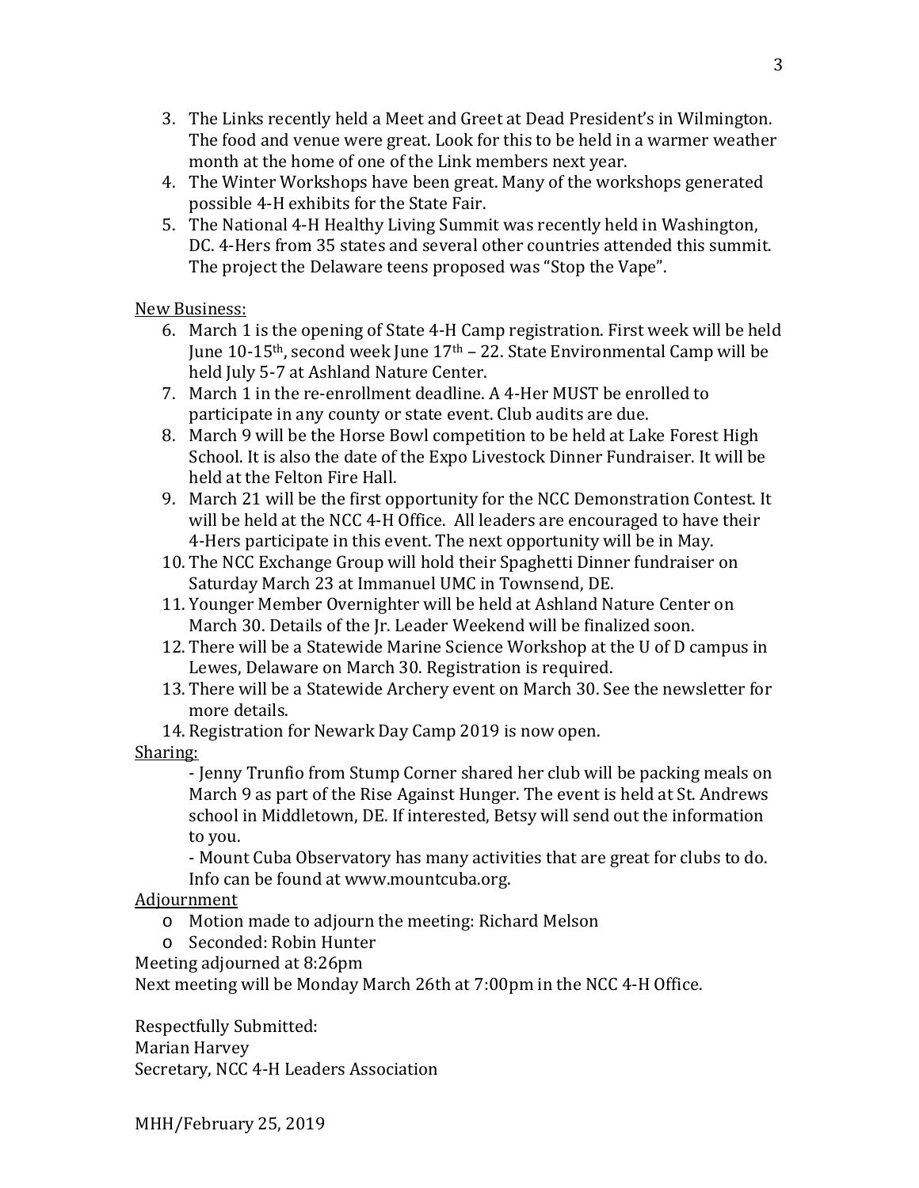3. The Links recently held a Meet and Greet at Dead President's in Wilmington. The food and venue were great. Look for this to be held in a warmer weather month at the home of one of the Link members next year.
4. The Winter Workshops have been great. Many of the workshops generated possible 4-H exhibits for the State Fair.
5. The National 4-H Healthy Living Summit was recently held in Washington, DC. 4-Hers from 35 states and several other countries attended this summit. The project the Delaware teens proposed was "Stop the Vape".

<u>New Business:</u>

6. March 1 is the opening of State 4-H Camp registration. First week will be held June 10-15th, second week June 17th – 22. State Environmental Camp will be held July 5-7 at Ashland Nature Center.
7. March 1 in the re-enrollment deadline. A 4-Her MUST be enrolled to participate in any county or state event. Club audits are due.
8. March 9 will be the Horse Bowl competition to be held at Lake Forest High School. It is also the date of the Expo Livestock Dinner Fundraiser. It will be held at the Felton Fire Hall.
9. March 21 will be the first opportunity for the NCC Demonstration Contest. It will be held at the NCC 4-H Office. All leaders are encouraged to have their 4-Hers participate in this event. The next opportunity will be in May.
10. The NCC Exchange Group will hold their Spaghetti Dinner fundraiser on Saturday March 23 at Immanuel UMC in Townsend, DE.
11. Younger Member Overnighter will be held at Ashland Nature Center on March 30. Details of the Jr. Leader Weekend will be finalized soon.
12. There will be a Statewide Marine Science Workshop at the U of D campus in Lewes, Delaware on March 30. Registration is required.
13. There will be a Statewide Archery event on March 30. See the newsletter for more details.
14. Registration for Newark Day Camp 2019 is now open.

<u>Sharing:</u>

- Jenny Trunfio from Stump Corner shared her club will be packing meals on March 9 as part of the Rise Against Hunger. The event is held at St. Andrews school in Middletown, DE. If interested, Betsy will send out the information to you.
- Mount Cuba Observatory has many activities that are great for clubs to do. Info can be found at www.mountcuba.org.

<u>Adjournment</u>

- Motion made to adjourn the meeting: Richard Melson
- Seconded: Robin Hunter

Meeting adjourned at 8:26pm

Next meeting will be Monday March 26th at 7:00pm in the NCC 4-H Office.

Respectfully Submitted:
Marian Harvey
Secretary, NCC 4-H Leaders Association

MHH/February 25, 2019